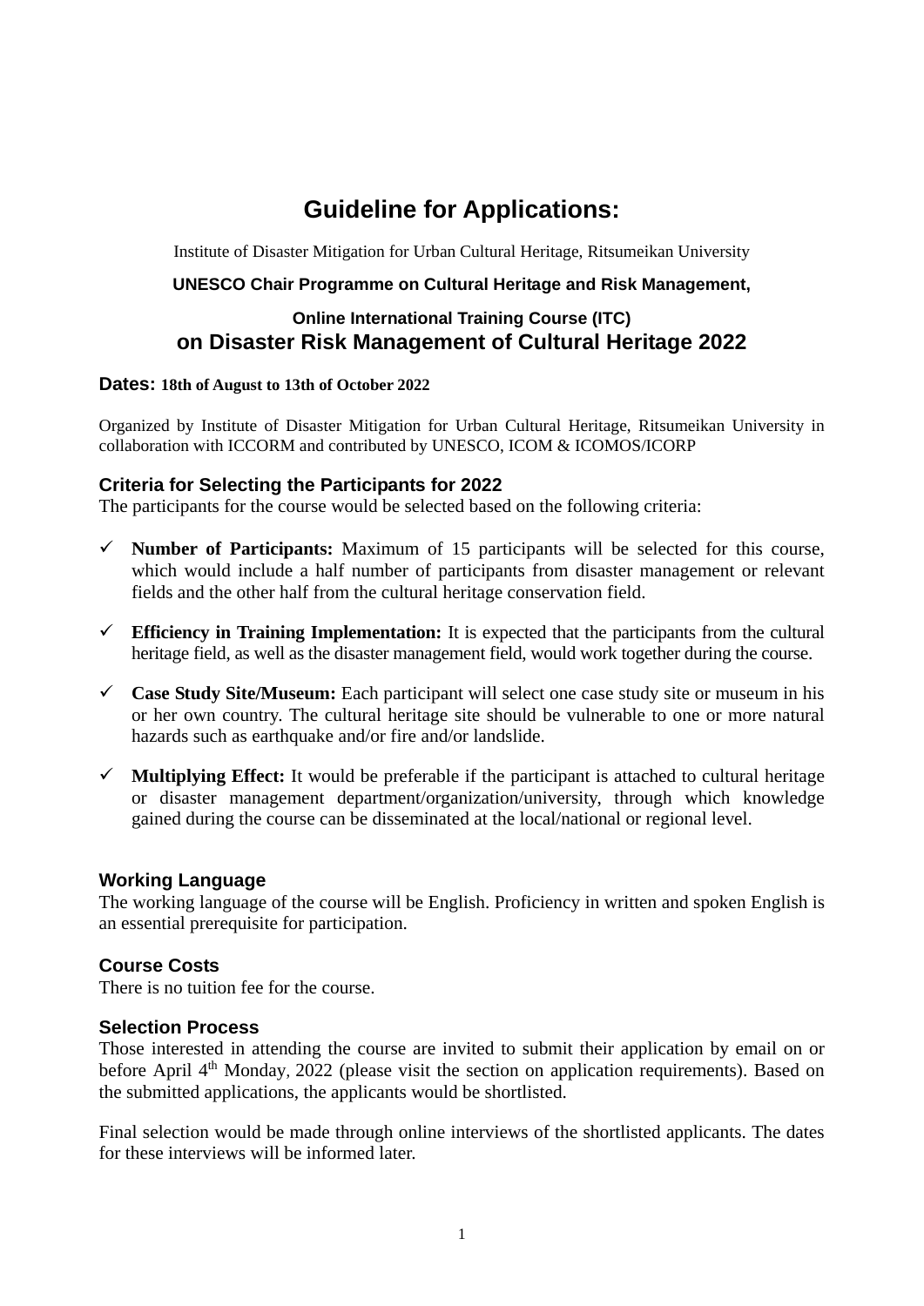# Guideline for Applications:

Institute of Disaster Mitigation for Urban Cultural Heritage, Ritsumeikan University

**UNESCO Chair Programme on Cultural Heritage and Risk Management,**

**Online International Training Course (ITC)**

## on Disaster Risk Management of Cultural Heritage 2022

**Dates: 18th of August to 13th of October 2022**

Organized by Institute of Disaster Mitigation for Urban Cultural Heritage, Ritsumeikan University in collaboration with ICCORM and contributed by UNESCO, ICOM & ICOMOS/ICORP

### Criteria for Selecting the Participants for 2022

The participants for the course would be selected based on the following criteria:

- ✓ **Number of Participants:** Maximum of 15 participants will be selected for this course, which would include a half number of participants from disaster management or relevant fields and the other half from the cultural heritage conservation field.
- ✓ **Efficiency in Training Implementation:** It is expected that the participants from the cultural heritage field, as well as the disaster management field, would work together during the course.
- ✓ **Case Study Site/Museum:** Each participant will select one case study site or museum in his or her own country. The cultural heritage site should be vulnerable to one or more natural hazards such as earthquake and/or fire and/or landslide.
- ✓ **Multiplying Effect:** It would be preferable if the participant is attached to cultural heritage or disaster management department/organization/university, through which knowledge gained during the course can be disseminated at the local/national or regional level.

### Working Language

The working language of the course will be English. Proficiency in written and spoken English is an essential prerequisite for participation.

### Course Costs

There is no tuition fee for the course.

### Selection Process

Those interested in attending the course are invited to submit their application by email on or before April 4th Monday, 2022 (please visit the section on application requirements). Based on the submitted applications, the applicants would be shortlisted.

Final selection would be made through online interviews of the shortlisted applicants. The dates for these interviews will be informed later.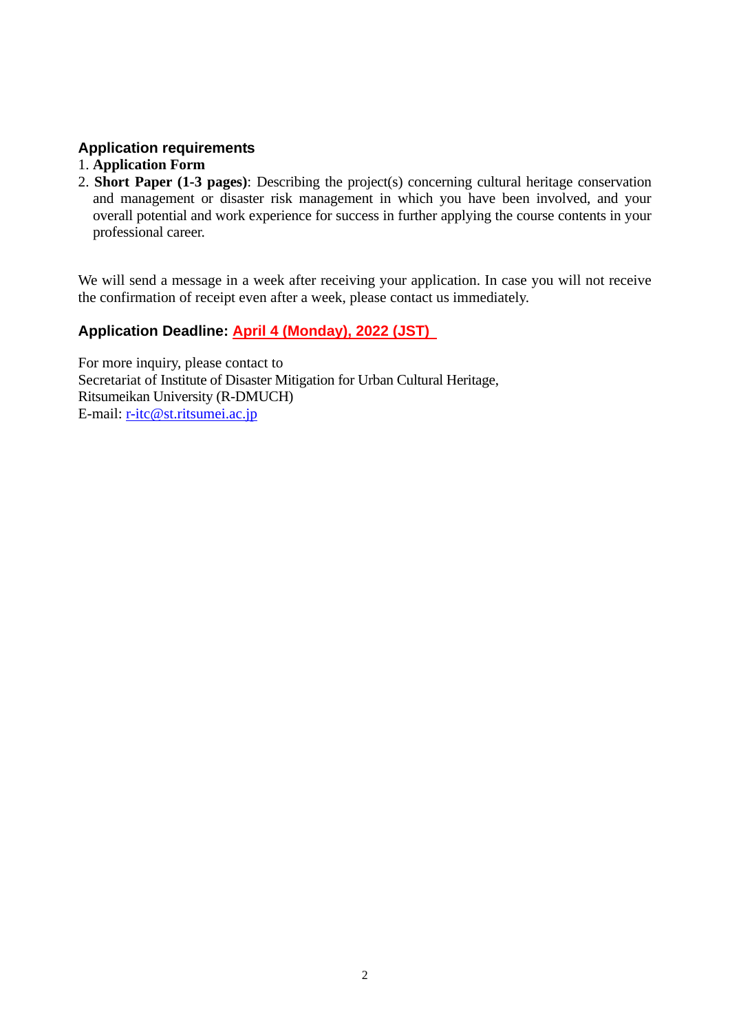### Application requirements

1. **Application Form**
2. **Short Paper (1-3 pages)**: Describing the project(s) concerning cultural heritage conservation and management or disaster risk management in which you have been involved, and your overall potential and work experience for success in further applying the course contents in your professional career.

We will send a message in a week after receiving your application. In case you will not receive the confirmation of receipt even after a week, please contact us immediately.

### Application Deadline: April 4 (Monday), 2022 (JST)

For more inquiry, please contact to
Secretariat of Institute of Disaster Mitigation for Urban Cultural Heritage,
Ritsumeikan University (R-DMUCH)
E-mail: r-itc@st.ritsumei.ac.jp